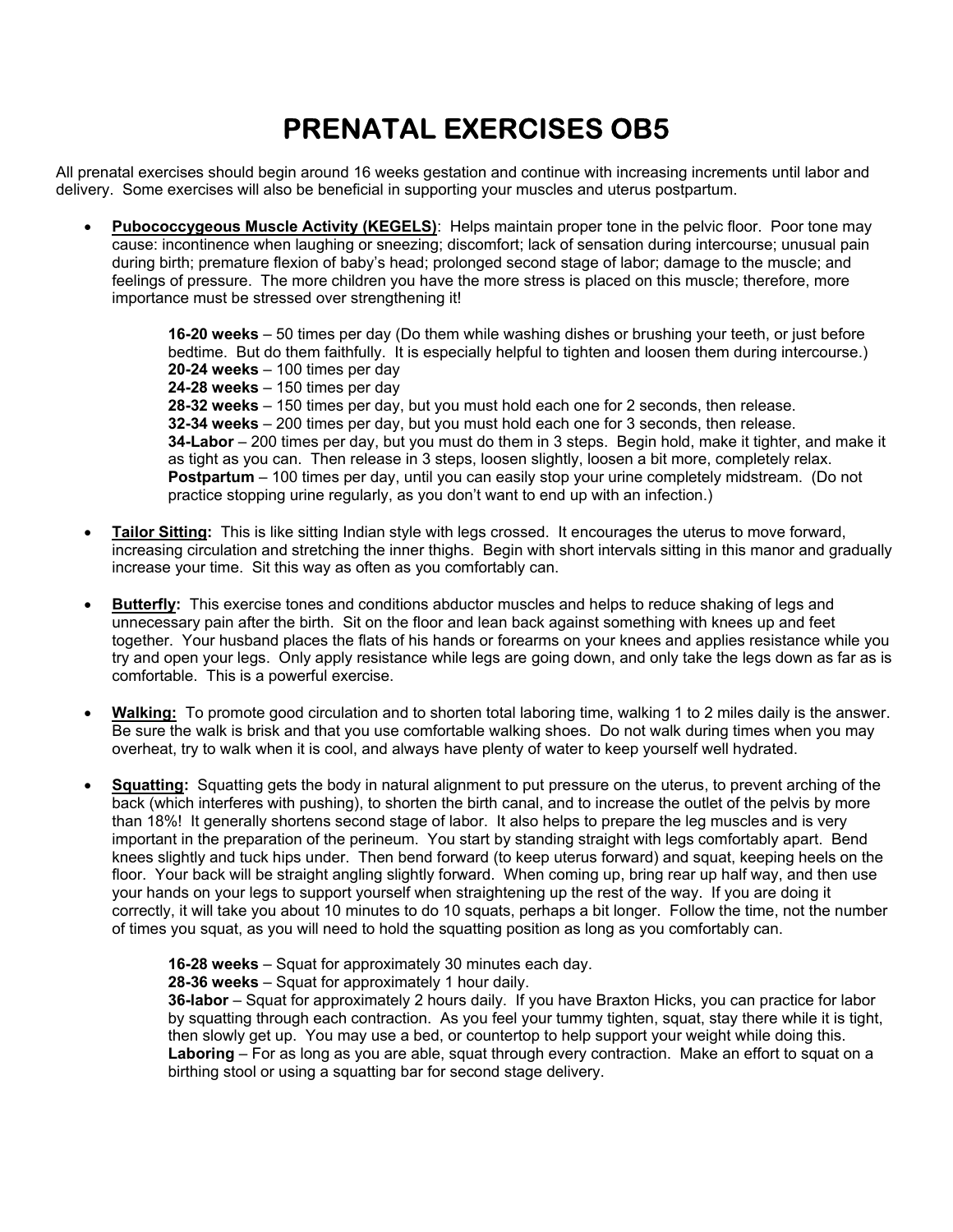# PRENATAL EXERCISES OB5

All prenatal exercises should begin around 16 weeks gestation and continue with increasing increments until labor and delivery. Some exercises will also be beneficial in supporting your muscles and uterus postpartum.

- **Pubococcygeous Muscle Activity (KEGELS)**: Helps maintain proper tone in the pelvic floor. Poor tone may cause: incontinence when laughing or sneezing; discomfort; lack of sensation during intercourse; unusual pain during birth; premature flexion of baby's head; prolonged second stage of labor; damage to the muscle; and feelings of pressure. The more children you have the more stress is placed on this muscle; therefore, more importance must be stressed over strengthening it!

  **16-20 weeks** – 50 times per day (Do them while washing dishes or brushing your teeth, or just before bedtime. But do them faithfully. It is especially helpful to tighten and loosen them during intercourse.)
  **20-24 weeks** – 100 times per day
  **24-28 weeks** – 150 times per day
  **28-32 weeks** – 150 times per day, but you must hold each one for 2 seconds, then release.
  **32-34 weeks** – 200 times per day, but you must hold each one for 3 seconds, then release.
  **34-Labor** – 200 times per day, but you must do them in 3 steps. Begin hold, make it tighter, and make it as tight as you can. Then release in 3 steps, loosen slightly, loosen a bit more, completely relax.
  **Postpartum** – 100 times per day, until you can easily stop your urine completely midstream. (Do not practice stopping urine regularly, as you don't want to end up with an infection.)

- **Tailor Sitting:** This is like sitting Indian style with legs crossed. It encourages the uterus to move forward, increasing circulation and stretching the inner thighs. Begin with short intervals sitting in this manor and gradually increase your time. Sit this way as often as you comfortably can.

- **Butterfly:** This exercise tones and conditions abductor muscles and helps to reduce shaking of legs and unnecessary pain after the birth. Sit on the floor and lean back against something with knees up and feet together. Your husband places the flats of his hands or forearms on your knees and applies resistance while you try and open your legs. Only apply resistance while legs are going down, and only take the legs down as far as is comfortable. This is a powerful exercise.

- **Walking:** To promote good circulation and to shorten total laboring time, walking 1 to 2 miles daily is the answer. Be sure the walk is brisk and that you use comfortable walking shoes. Do not walk during times when you may overheat, try to walk when it is cool, and always have plenty of water to keep yourself well hydrated.

- **Squatting:** Squatting gets the body in natural alignment to put pressure on the uterus, to prevent arching of the back (which interferes with pushing), to shorten the birth canal, and to increase the outlet of the pelvis by more than 18%! It generally shortens second stage of labor. It also helps to prepare the leg muscles and is very important in the preparation of the perineum. You start by standing straight with legs comfortably apart. Bend knees slightly and tuck hips under. Then bend forward (to keep uterus forward) and squat, keeping heels on the floor. Your back will be straight angling slightly forward. When coming up, bring rear up half way, and then use your hands on your legs to support yourself when straightening up the rest of the way. If you are doing it correctly, it will take you about 10 minutes to do 10 squats, perhaps a bit longer. Follow the time, not the number of times you squat, as you will need to hold the squatting position as long as you comfortably can.

  **16-28 weeks** – Squat for approximately 30 minutes each day.
  **28-36 weeks** – Squat for approximately 1 hour daily.
  **36-labor** – Squat for approximately 2 hours daily. If you have Braxton Hicks, you can practice for labor by squatting through each contraction. As you feel your tummy tighten, squat, stay there while it is tight, then slowly get up. You may use a bed, or countertop to help support your weight while doing this.
  **Laboring** – For as long as you are able, squat through every contraction. Make an effort to squat on a birthing stool or using a squatting bar for second stage delivery.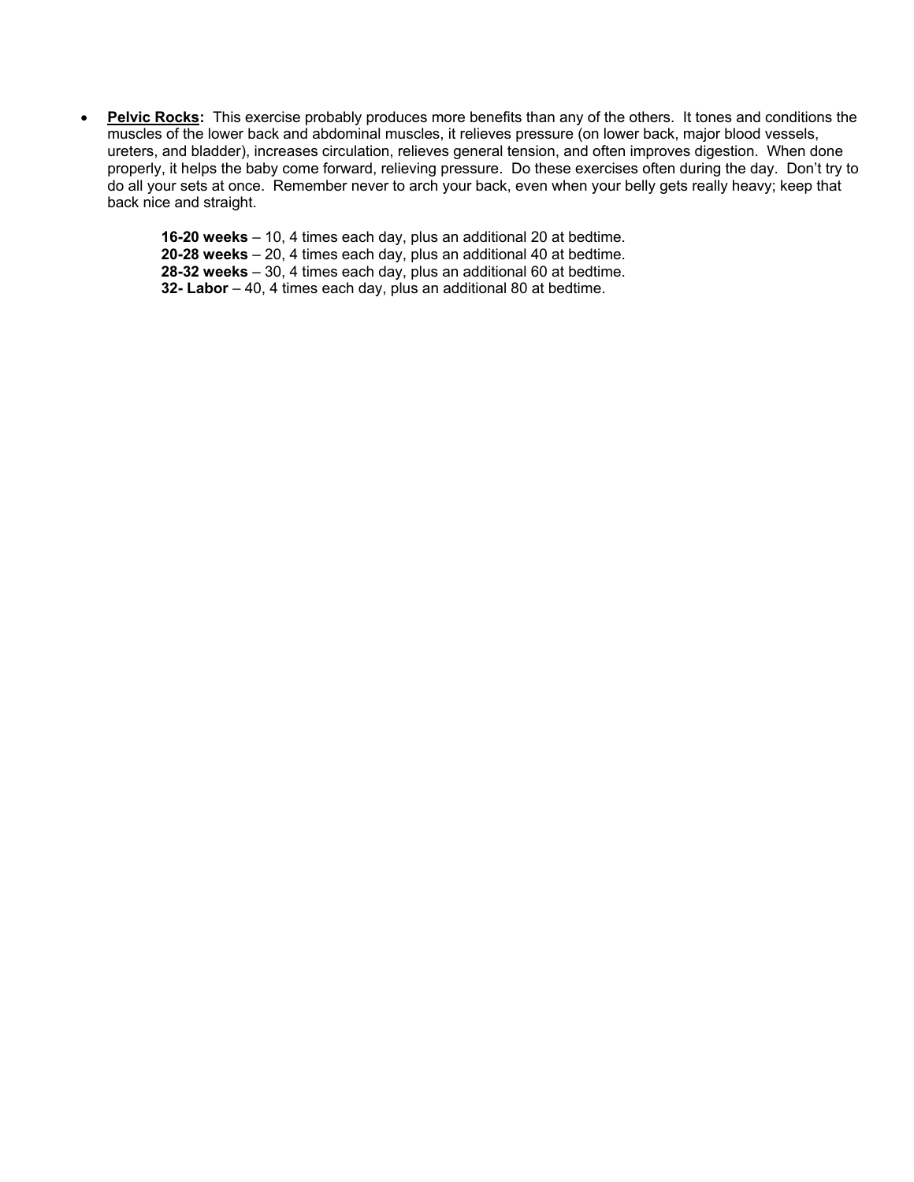- **Pelvic Rocks:** This exercise probably produces more benefits than any of the others. It tones and conditions the muscles of the lower back and abdominal muscles, it relieves pressure (on lower back, major blood vessels, ureters, and bladder), increases circulation, relieves general tension, and often improves digestion. When done properly, it helps the baby come forward, relieving pressure. Do these exercises often during the day. Don't try to do all your sets at once. Remember never to arch your back, even when your belly gets really heavy; keep that back nice and straight.

  **16-20 weeks** – 10, 4 times each day, plus an additional 20 at bedtime.
  **20-28 weeks** – 20, 4 times each day, plus an additional 40 at bedtime.
  **28-32 weeks** – 30, 4 times each day, plus an additional 60 at bedtime.
  **32- Labor** – 40, 4 times each day, plus an additional 80 at bedtime.